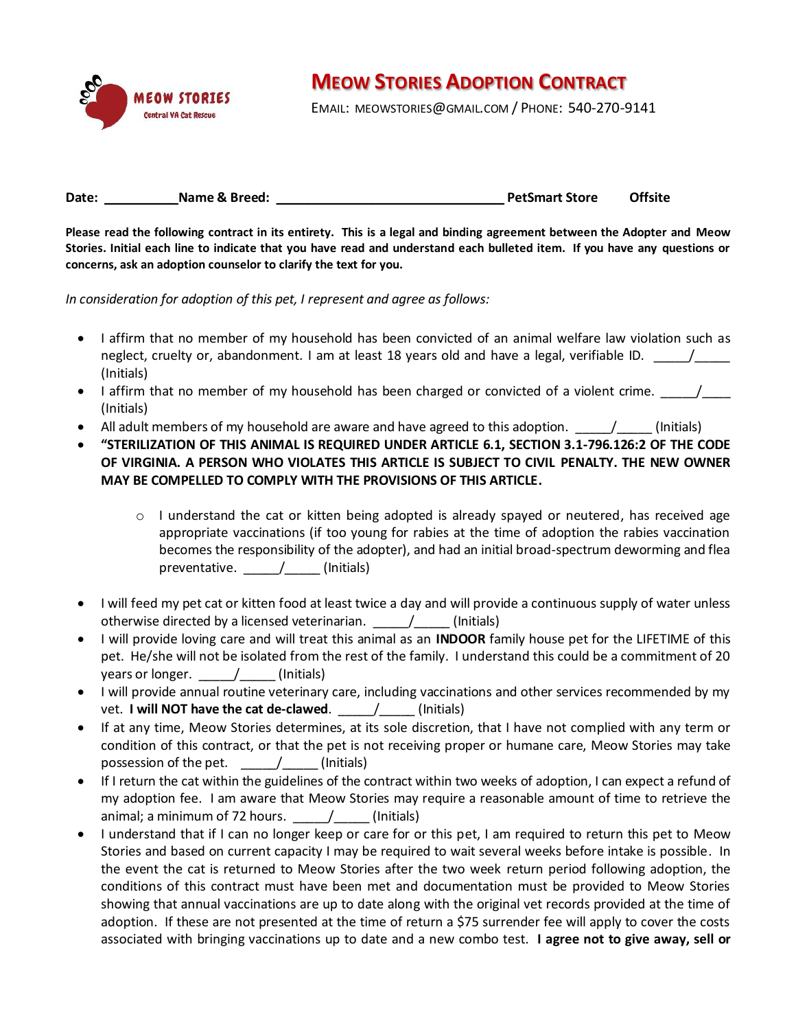MEOW STORIES

Central VA Cat Rescue

# Meow Stories Adoption Contract

Email: meowstories@gmail.com / Phone: 540-270-9141

**Date: __________Name & Breed: ________________________________ PetSmart Store Offsite**

**Please read the following contract in its entirety. This is a legal and binding agreement between the Adopter and Meow Stories. Initial each line to indicate that you have read and understand each bulleted item. If you have any questions or concerns, ask an adoption counselor to clarify the text for you.**

*In consideration for adoption of this pet, I represent and agree as follows:*

- I affirm that no member of my household has been convicted of an animal welfare law violation such as neglect, cruelty or, abandonment. I am at least 18 years old and have a legal, verifiable ID. _____/_____ (Initials)
- I affirm that no member of my household has been charged or convicted of a violent crime. _____/____ (Initials)
- All adult members of my household are aware and have agreed to this adoption. _____/_____ (Initials)
- **"STERILIZATION OF THIS ANIMAL IS REQUIRED UNDER ARTICLE 6.1, SECTION 3.1-796.126:2 OF THE CODE OF VIRGINIA. A PERSON WHO VIOLATES THIS ARTICLE IS SUBJECT TO CIVIL PENALTY. THE NEW OWNER MAY BE COMPELLED TO COMPLY WITH THE PROVISIONS OF THIS ARTICLE.**
    - I understand the cat or kitten being adopted is already spayed or neutered, has received age appropriate vaccinations (if too young for rabies at the time of adoption the rabies vaccination becomes the responsibility of the adopter), and had an initial broad-spectrum deworming and flea preventative. _____/_____ (Initials)
- I will feed my pet cat or kitten food at least twice a day and will provide a continuous supply of water unless otherwise directed by a licensed veterinarian. _____/_____ (Initials)
- I will provide loving care and will treat this animal as an **INDOOR** family house pet for the LIFETIME of this pet. He/she will not be isolated from the rest of the family. I understand this could be a commitment of 20 years or longer. _____/_____ (Initials)
- I will provide annual routine veterinary care, including vaccinations and other services recommended by my vet. **I will NOT have the cat de-clawed**. _____/_____ (Initials)
- If at any time, Meow Stories determines, at its sole discretion, that I have not complied with any term or condition of this contract, or that the pet is not receiving proper or humane care, Meow Stories may take possession of the pet. _____/_____ (Initials)
- If I return the cat within the guidelines of the contract within two weeks of adoption, I can expect a refund of my adoption fee. I am aware that Meow Stories may require a reasonable amount of time to retrieve the animal; a minimum of 72 hours. _____/_____ (Initials)
- I understand that if I can no longer keep or care for or this pet, I am required to return this pet to Meow Stories and based on current capacity I may be required to wait several weeks before intake is possible. In the event the cat is returned to Meow Stories after the two week return period following adoption, the conditions of this contract must have been met and documentation must be provided to Meow Stories showing that annual vaccinations are up to date along with the original vet records provided at the time of adoption. If these are not presented at the time of return a $75 surrender fee will apply to cover the costs associated with bringing vaccinations up to date and a new combo test. **I agree not to give away, sell or**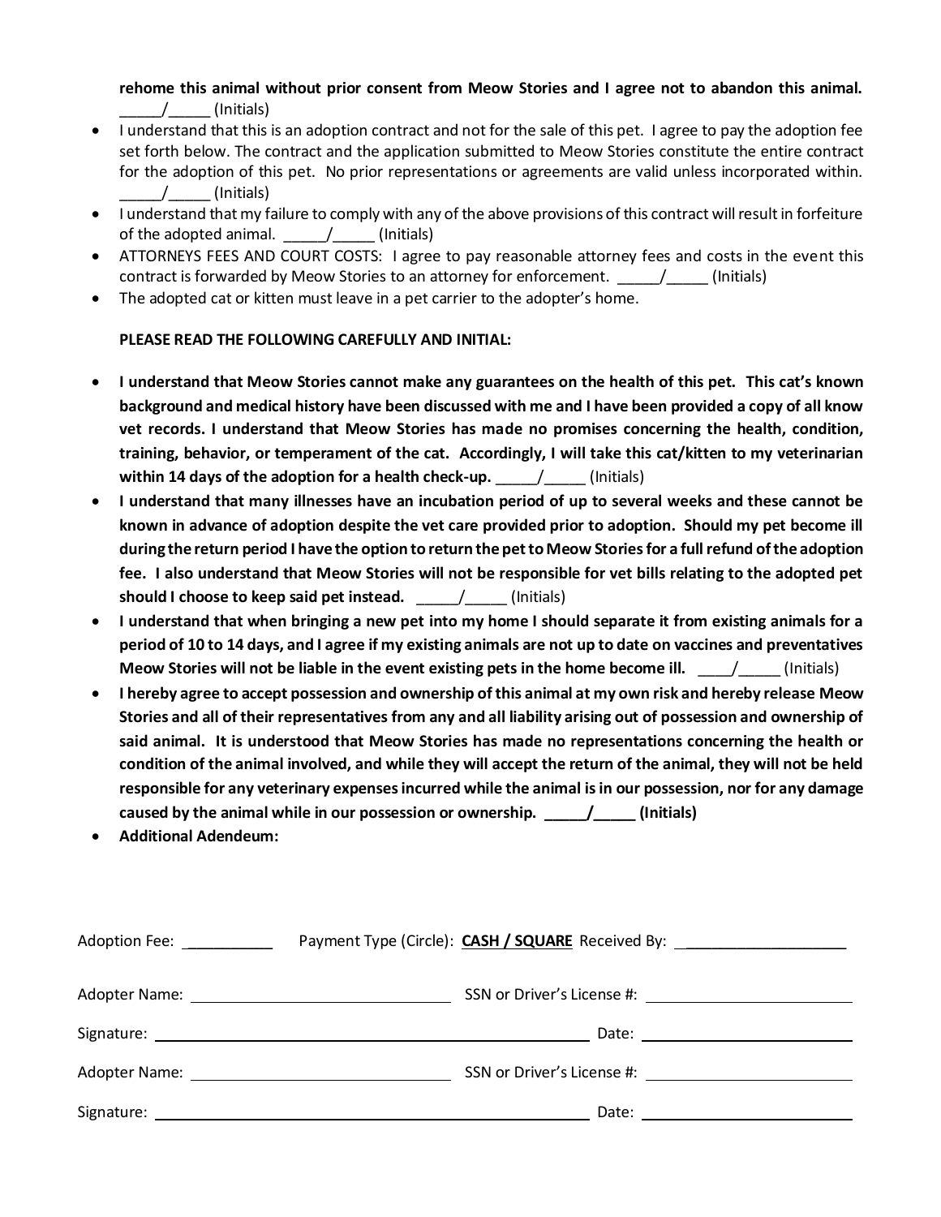**rehome this animal without prior consent from Meow Stories and I agree not to abandon this animal.** _____/_____ (Initials)

- I understand that this is an adoption contract and not for the sale of this pet. I agree to pay the adoption fee set forth below. The contract and the application submitted to Meow Stories constitute the entire contract for the adoption of this pet. No prior representations or agreements are valid unless incorporated within. _____/_____ (Initials)
- I understand that my failure to comply with any of the above provisions of this contract will result in forfeiture of the adopted animal. _____/_____ (Initials)
- ATTORNEYS FEES AND COURT COSTS: I agree to pay reasonable attorney fees and costs in the event this contract is forwarded by Meow Stories to an attorney for enforcement. _____/_____ (Initials)
- The adopted cat or kitten must leave in a pet carrier to the adopter's home.

**PLEASE READ THE FOLLOWING CAREFULLY AND INITIAL:**

- **I understand that Meow Stories cannot make any guarantees on the health of this pet. This cat's known background and medical history have been discussed with me and I have been provided a copy of all know vet records. I understand that Meow Stories has made no promises concerning the health, condition, training, behavior, or temperament of the cat. Accordingly, I will take this cat/kitten to my veterinarian within 14 days of the adoption for a health check-up.** _____/_____ (Initials)
- **I understand that many illnesses have an incubation period of up to several weeks and these cannot be known in advance of adoption despite the vet care provided prior to adoption. Should my pet become ill during the return period I have the option to return the pet to Meow Stories for a full refund of the adoption fee. I also understand that Meow Stories will not be responsible for vet bills relating to the adopted pet should I choose to keep said pet instead.** _____/_____ (Initials)
- **I understand that when bringing a new pet into my home I should separate it from existing animals for a period of 10 to 14 days, and I agree if my existing animals are not up to date on vaccines and preventatives Meow Stories will not be liable in the event existing pets in the home become ill.** ____/_____ (Initials)
- **I hereby agree to accept possession and ownership of this animal at my own risk and hereby release Meow Stories and all of their representatives from any and all liability arising out of possession and ownership of said animal. It is understood that Meow Stories has made no representations concerning the health or condition of the animal involved, and while they will accept the return of the animal, they will not be held responsible for any veterinary expenses incurred while the animal is in our possession, nor for any damage caused by the animal while in our possession or ownership. _____/_____ (Initials)**
- **Additional Adendeum:**

Adoption Fee: ___________ Payment Type (Circle): **CASH / SQUARE** Received By: ____________________

Adopter Name: ______________________________ SSN or Driver's License #: ______________________________

Signature: ______________________________________________ Date: ______________________________

Adopter Name: ______________________________ SSN or Driver's License #: ______________________________

Signature: ______________________________________________ Date: ______________________________